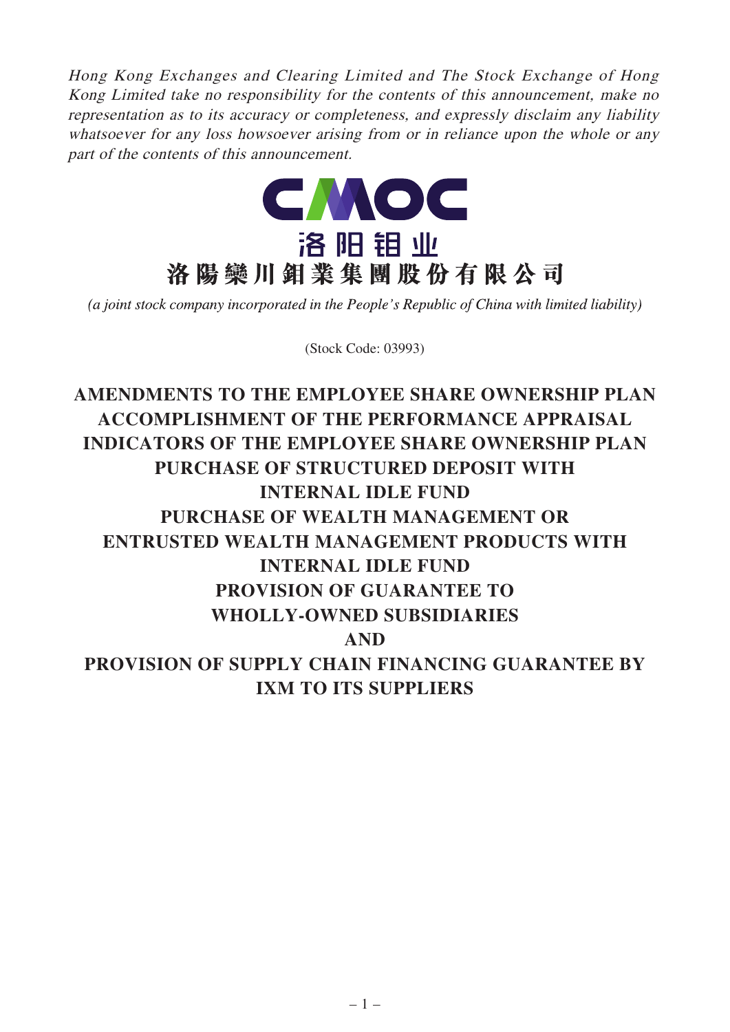*Hong Kong Exchanges and Clearing Limited and The Stock Exchange of Hong Kong Limited take no responsibility for the contents of this announcement, make no representation as to its accuracy or completeness, and expressly disclaim any liability whatsoever for any loss howsoever arising from or in reliance upon the whole or any part of the contents of this announcement.*

CMOC

洛阳钼业

# 洛陽欒川鉬業集團股份有限公司

*(a joint stock company incorporated in the People's Republic of China with limited liability)*

(Stock Code: 03993)

# AMENDMENTS TO THE EMPLOYEE SHARE OWNERSHIP PLAN ACCOMPLISHMENT OF THE PERFORMANCE APPRAISAL INDICATORS OF THE EMPLOYEE SHARE OWNERSHIP PLAN PURCHASE OF STRUCTURED DEPOSIT WITH INTERNAL IDLE FUND PURCHASE OF WEALTH MANAGEMENT OR ENTRUSTED WEALTH MANAGEMENT PRODUCTS WITH INTERNAL IDLE FUND PROVISION OF GUARANTEE TO WHOLLY-OWNED SUBSIDIARIES AND PROVISION OF SUPPLY CHAIN FINANCING GUARANTEE BY IXM TO ITS SUPPLIERS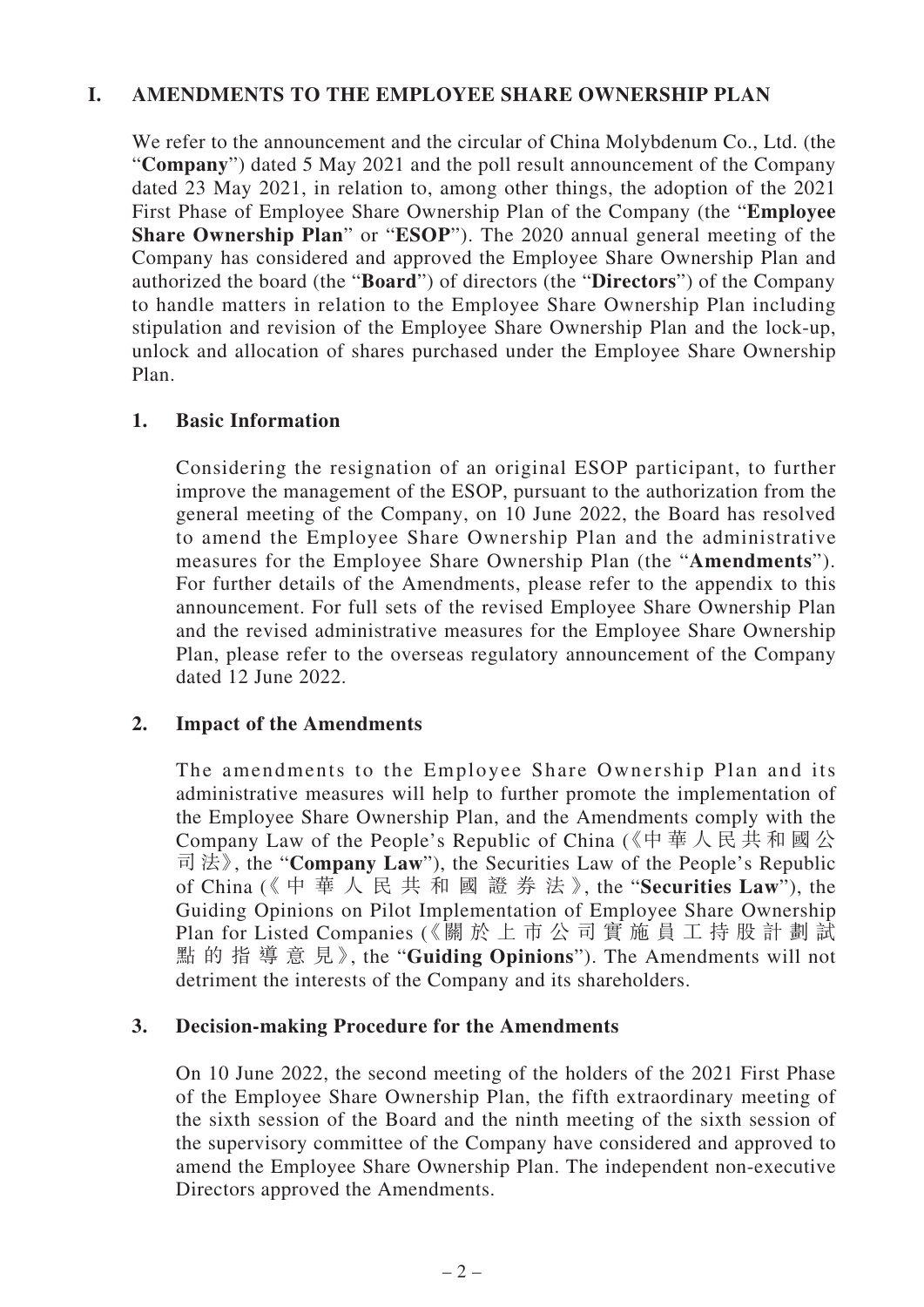# I. AMENDMENTS TO THE EMPLOYEE SHARE OWNERSHIP PLAN

We refer to the announcement and the circular of China Molybdenum Co., Ltd. (the "**Company**") dated 5 May 2021 and the poll result announcement of the Company dated 23 May 2021, in relation to, among other things, the adoption of the 2021 First Phase of Employee Share Ownership Plan of the Company (the "**Employee Share Ownership Plan**" or "**ESOP**"). The 2020 annual general meeting of the Company has considered and approved the Employee Share Ownership Plan and authorized the board (the "**Board**") of directors (the "**Directors**") of the Company to handle matters in relation to the Employee Share Ownership Plan including stipulation and revision of the Employee Share Ownership Plan and the lock-up, unlock and allocation of shares purchased under the Employee Share Ownership Plan.

## 1. Basic Information

Considering the resignation of an original ESOP participant, to further improve the management of the ESOP, pursuant to the authorization from the general meeting of the Company, on 10 June 2022, the Board has resolved to amend the Employee Share Ownership Plan and the administrative measures for the Employee Share Ownership Plan (the "**Amendments**"). For further details of the Amendments, please refer to the appendix to this announcement. For full sets of the revised Employee Share Ownership Plan and the revised administrative measures for the Employee Share Ownership Plan, please refer to the overseas regulatory announcement of the Company dated 12 June 2022.

## 2. Impact of the Amendments

The amendments to the Employee Share Ownership Plan and its administrative measures will help to further promote the implementation of the Employee Share Ownership Plan, and the Amendments comply with the Company Law of the People's Republic of China (《中華人民共和國公司法》, the "**Company Law**"), the Securities Law of the People's Republic of China (《中華人民共和國證券法》, the "**Securities Law**"), the Guiding Opinions on Pilot Implementation of Employee Share Ownership Plan for Listed Companies (《關於上市公司實施員工持股計劃試點的指導意見》, the "**Guiding Opinions**"). The Amendments will not detriment the interests of the Company and its shareholders.

## 3. Decision-making Procedure for the Amendments

On 10 June 2022, the second meeting of the holders of the 2021 First Phase of the Employee Share Ownership Plan, the fifth extraordinary meeting of the sixth session of the Board and the ninth meeting of the sixth session of the supervisory committee of the Company have considered and approved to amend the Employee Share Ownership Plan. The independent non-executive Directors approved the Amendments.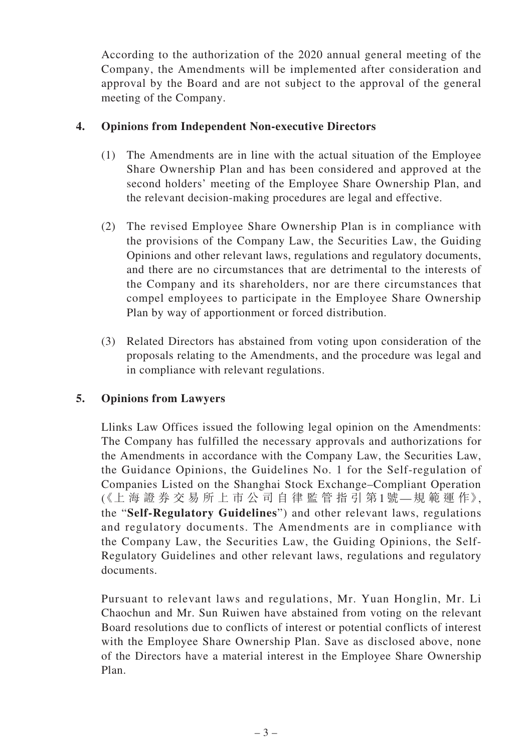According to the authorization of the 2020 annual general meeting of the Company, the Amendments will be implemented after consideration and approval by the Board and are not subject to the approval of the general meeting of the Company.

## 4. Opinions from Independent Non-executive Directors

(1) The Amendments are in line with the actual situation of the Employee Share Ownership Plan and has been considered and approved at the second holders' meeting of the Employee Share Ownership Plan, and the relevant decision-making procedures are legal and effective.

(2) The revised Employee Share Ownership Plan is in compliance with the provisions of the Company Law, the Securities Law, the Guiding Opinions and other relevant laws, regulations and regulatory documents, and there are no circumstances that are detrimental to the interests of the Company and its shareholders, nor are there circumstances that compel employees to participate in the Employee Share Ownership Plan by way of apportionment or forced distribution.

(3) Related Directors has abstained from voting upon consideration of the proposals relating to the Amendments, and the procedure was legal and in compliance with relevant regulations.

## 5. Opinions from Lawyers

Llinks Law Offices issued the following legal opinion on the Amendments: The Company has fulfilled the necessary approvals and authorizations for the Amendments in accordance with the Company Law, the Securities Law, the Guidance Opinions, the Guidelines No. 1 for the Self-regulation of Companies Listed on the Shanghai Stock Exchange–Compliant Operation (《上海證券交易所上市公司自律監管指引第1號—規範運作》, the "**Self-Regulatory Guidelines**") and other relevant laws, regulations and regulatory documents. The Amendments are in compliance with the Company Law, the Securities Law, the Guiding Opinions, the Self-Regulatory Guidelines and other relevant laws, regulations and regulatory documents.

Pursuant to relevant laws and regulations, Mr. Yuan Honglin, Mr. Li Chaochun and Mr. Sun Ruiwen have abstained from voting on the relevant Board resolutions due to conflicts of interest or potential conflicts of interest with the Employee Share Ownership Plan. Save as disclosed above, none of the Directors have a material interest in the Employee Share Ownership Plan.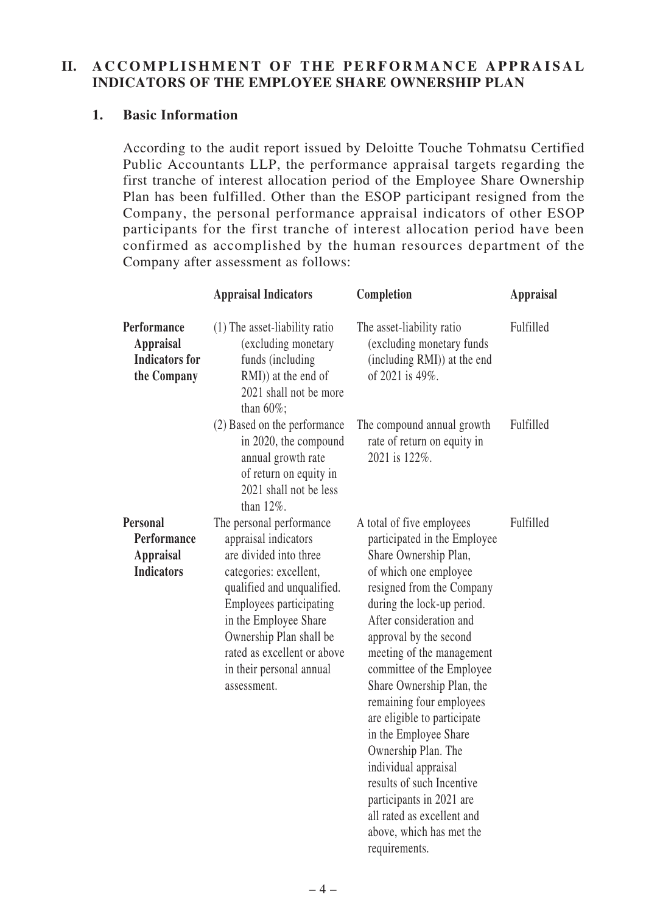## II. ACCOMPLISHMENT OF THE PERFORMANCE APPRAISAL INDICATORS OF THE EMPLOYEE SHARE OWNERSHIP PLAN

### 1. Basic Information

According to the audit report issued by Deloitte Touche Tohmatsu Certified Public Accountants LLP, the performance appraisal targets regarding the first tranche of interest allocation period of the Employee Share Ownership Plan has been fulfilled. Other than the ESOP participant resigned from the Company, the personal performance appraisal indicators of other ESOP participants for the first tranche of interest allocation period have been confirmed as accomplished by the human resources department of the Company after assessment as follows:

| | Appraisal Indicators | Completion | Appraisal |
|---|---|---|---|
| **Performance Appraisal Indicators for the Company** | (1) The asset-liability ratio (excluding monetary funds (including RMI)) at the end of 2021 shall not be more than 60%; | The asset-liability ratio (excluding monetary funds (including RMI)) at the end of 2021 is 49%. | Fulfilled |
| | (2) Based on the performance in 2020, the compound annual growth rate of return on equity in 2021 shall not be less than 12%. | The compound annual growth rate of return on equity in 2021 is 122%. | Fulfilled |
| **Personal Performance Appraisal Indicators** | The personal performance appraisal indicators are divided into three categories: excellent, qualified and unqualified. Employees participating in the Employee Share Ownership Plan shall be rated as excellent or above in their personal annual assessment. | A total of five employees participated in the Employee Share Ownership Plan, of which one employee resigned from the Company during the lock-up period. After consideration and approval by the second meeting of the management committee of the Employee Share Ownership Plan, the remaining four employees are eligible to participate in the Employee Share Ownership Plan. The individual appraisal results of such Incentive participants in 2021 are all rated as excellent and above, which has met the requirements. | Fulfilled |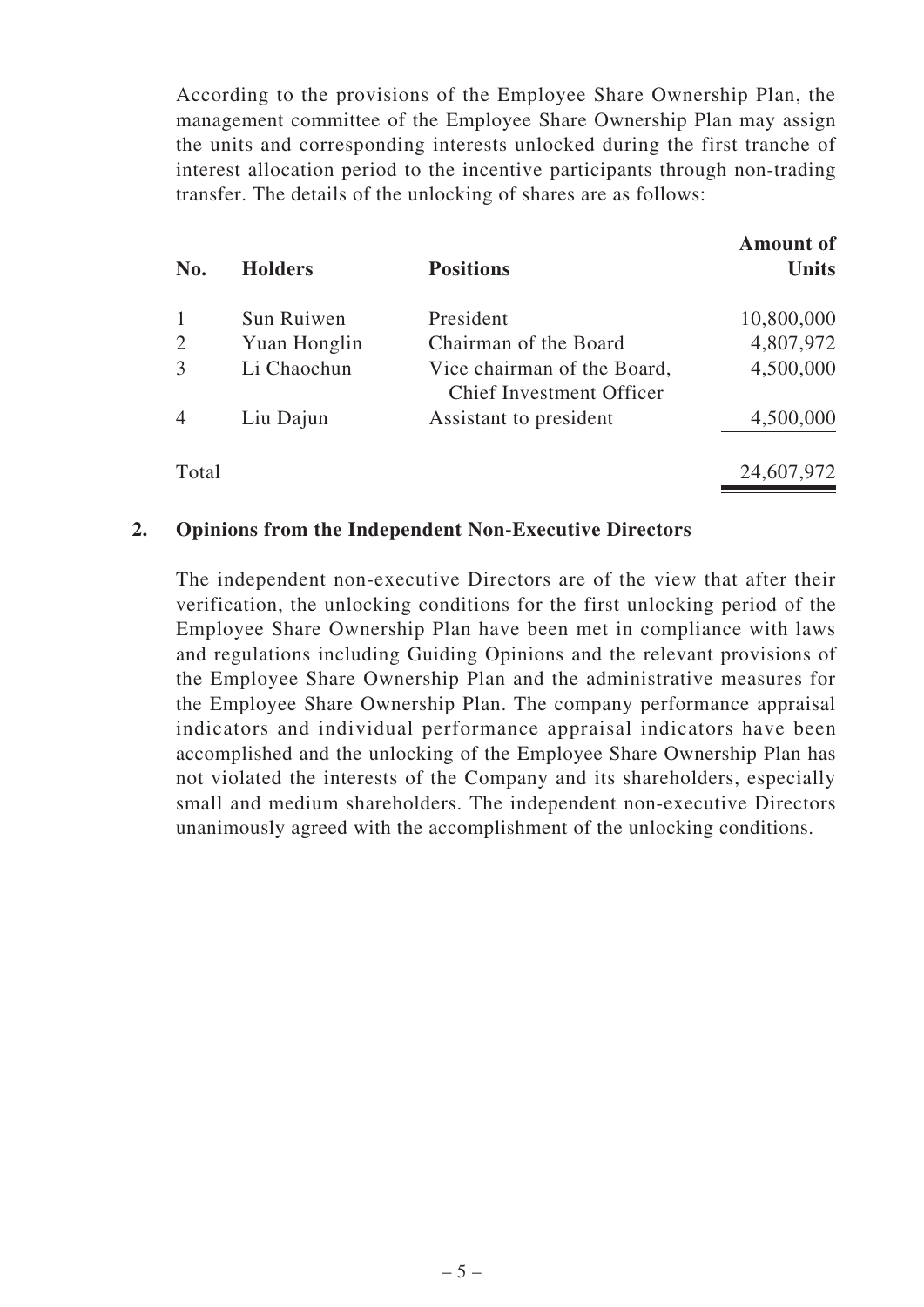According to the provisions of the Employee Share Ownership Plan, the management committee of the Employee Share Ownership Plan may assign the units and corresponding interests unlocked during the first tranche of interest allocation period to the incentive participants through non-trading transfer. The details of the unlocking of shares are as follows:

| No. | Holders | Positions | Amount of Units |
|---|---|---|---|
| 1 | Sun Ruiwen | President | 10,800,000 |
| 2 | Yuan Honglin | Chairman of the Board | 4,807,972 |
| 3 | Li Chaochun | Vice chairman of the Board, Chief Investment Officer | 4,500,000 |
| 4 | Liu Dajun | Assistant to president | 4,500,000 |
| Total | | | 24,607,972 |

**2. Opinions from the Independent Non-Executive Directors**

The independent non-executive Directors are of the view that after their verification, the unlocking conditions for the first unlocking period of the Employee Share Ownership Plan have been met in compliance with laws and regulations including Guiding Opinions and the relevant provisions of the Employee Share Ownership Plan and the administrative measures for the Employee Share Ownership Plan. The company performance appraisal indicators and individual performance appraisal indicators have been accomplished and the unlocking of the Employee Share Ownership Plan has not violated the interests of the Company and its shareholders, especially small and medium shareholders. The independent non-executive Directors unanimously agreed with the accomplishment of the unlocking conditions.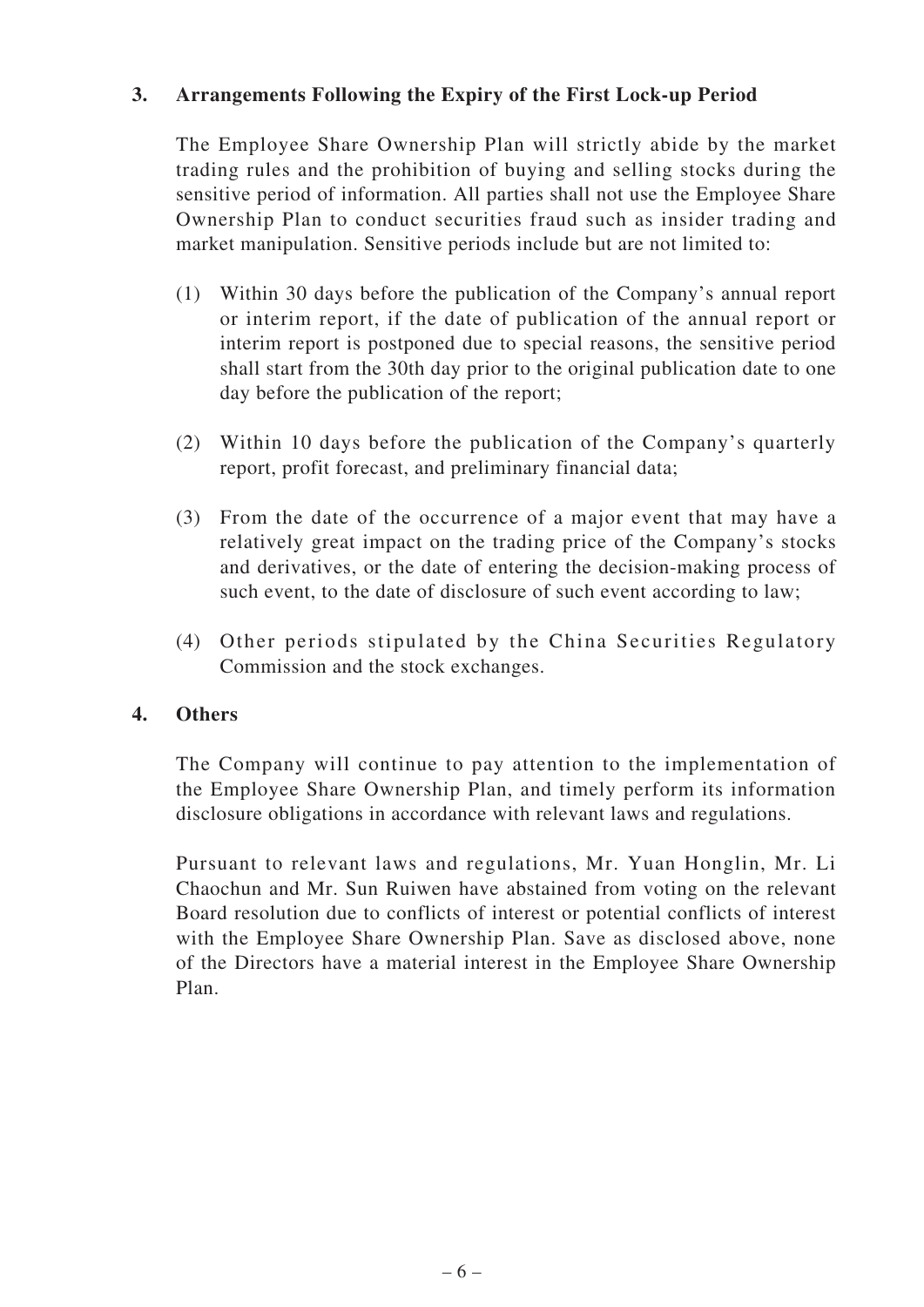### 3. Arrangements Following the Expiry of the First Lock-up Period

The Employee Share Ownership Plan will strictly abide by the market trading rules and the prohibition of buying and selling stocks during the sensitive period of information. All parties shall not use the Employee Share Ownership Plan to conduct securities fraud such as insider trading and market manipulation. Sensitive periods include but are not limited to:

(1) Within 30 days before the publication of the Company's annual report or interim report, if the date of publication of the annual report or interim report is postponed due to special reasons, the sensitive period shall start from the 30th day prior to the original publication date to one day before the publication of the report;

(2) Within 10 days before the publication of the Company's quarterly report, profit forecast, and preliminary financial data;

(3) From the date of the occurrence of a major event that may have a relatively great impact on the trading price of the Company's stocks and derivatives, or the date of entering the decision-making process of such event, to the date of disclosure of such event according to law;

(4) Other periods stipulated by the China Securities Regulatory Commission and the stock exchanges.

### 4. Others

The Company will continue to pay attention to the implementation of the Employee Share Ownership Plan, and timely perform its information disclosure obligations in accordance with relevant laws and regulations.

Pursuant to relevant laws and regulations, Mr. Yuan Honglin, Mr. Li Chaochun and Mr. Sun Ruiwen have abstained from voting on the relevant Board resolution due to conflicts of interest or potential conflicts of interest with the Employee Share Ownership Plan. Save as disclosed above, none of the Directors have a material interest in the Employee Share Ownership Plan.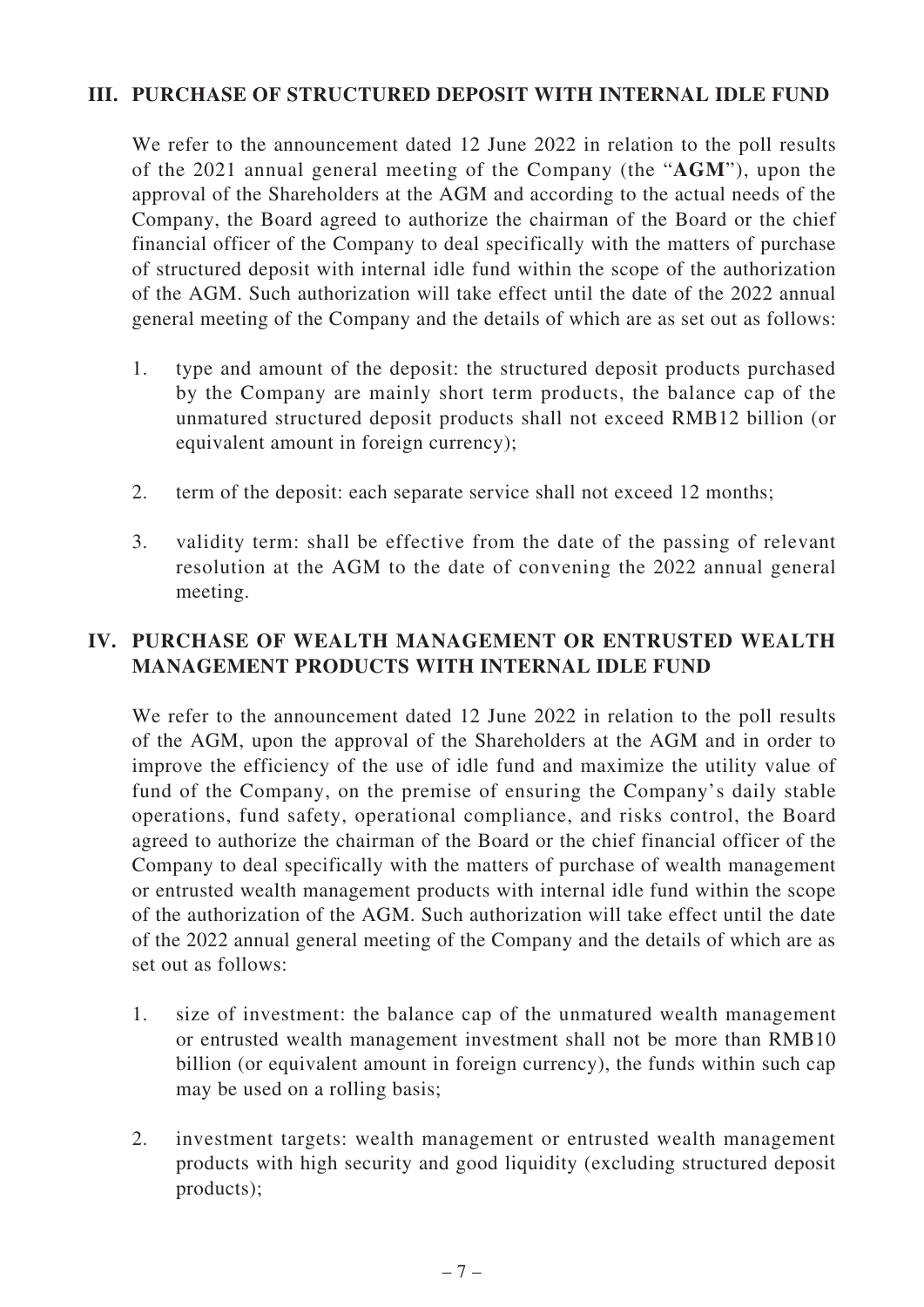## III. PURCHASE OF STRUCTURED DEPOSIT WITH INTERNAL IDLE FUND

We refer to the announcement dated 12 June 2022 in relation to the poll results of the 2021 annual general meeting of the Company (the "**AGM**"), upon the approval of the Shareholders at the AGM and according to the actual needs of the Company, the Board agreed to authorize the chairman of the Board or the chief financial officer of the Company to deal specifically with the matters of purchase of structured deposit with internal idle fund within the scope of the authorization of the AGM. Such authorization will take effect until the date of the 2022 annual general meeting of the Company and the details of which are as set out as follows:

1. type and amount of the deposit: the structured deposit products purchased by the Company are mainly short term products, the balance cap of the unmatured structured deposit products shall not exceed RMB12 billion (or equivalent amount in foreign currency);

2. term of the deposit: each separate service shall not exceed 12 months;

3. validity term: shall be effective from the date of the passing of relevant resolution at the AGM to the date of convening the 2022 annual general meeting.

## IV. PURCHASE OF WEALTH MANAGEMENT OR ENTRUSTED WEALTH MANAGEMENT PRODUCTS WITH INTERNAL IDLE FUND

We refer to the announcement dated 12 June 2022 in relation to the poll results of the AGM, upon the approval of the Shareholders at the AGM and in order to improve the efficiency of the use of idle fund and maximize the utility value of fund of the Company, on the premise of ensuring the Company's daily stable operations, fund safety, operational compliance, and risks control, the Board agreed to authorize the chairman of the Board or the chief financial officer of the Company to deal specifically with the matters of purchase of wealth management or entrusted wealth management products with internal idle fund within the scope of the authorization of the AGM. Such authorization will take effect until the date of the 2022 annual general meeting of the Company and the details of which are as set out as follows:

1. size of investment: the balance cap of the unmatured wealth management or entrusted wealth management investment shall not be more than RMB10 billion (or equivalent amount in foreign currency), the funds within such cap may be used on a rolling basis;

2. investment targets: wealth management or entrusted wealth management products with high security and good liquidity (excluding structured deposit products);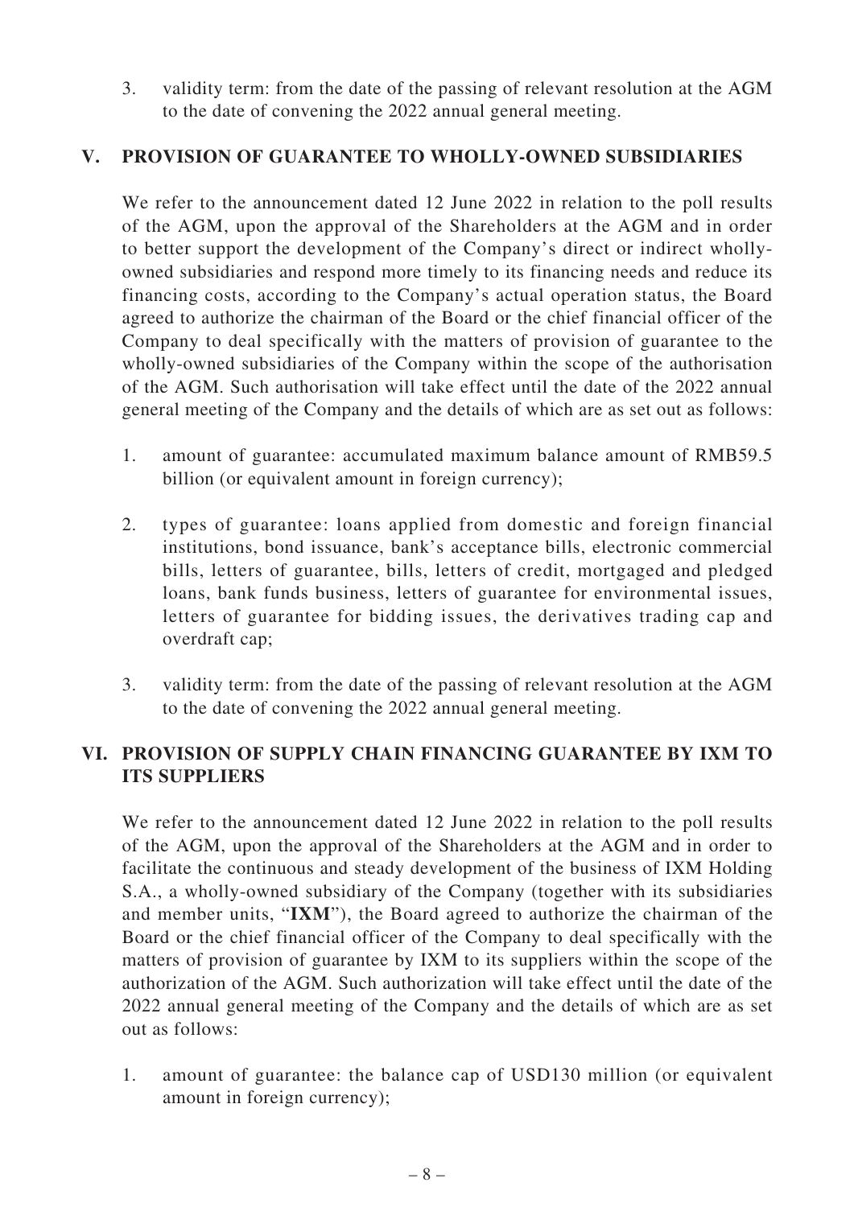3. validity term: from the date of the passing of relevant resolution at the AGM to the date of convening the 2022 annual general meeting.

## V. PROVISION OF GUARANTEE TO WHOLLY-OWNED SUBSIDIARIES

We refer to the announcement dated 12 June 2022 in relation to the poll results of the AGM, upon the approval of the Shareholders at the AGM and in order to better support the development of the Company's direct or indirect wholly-owned subsidiaries and respond more timely to its financing needs and reduce its financing costs, according to the Company's actual operation status, the Board agreed to authorize the chairman of the Board or the chief financial officer of the Company to deal specifically with the matters of provision of guarantee to the wholly-owned subsidiaries of the Company within the scope of the authorisation of the AGM. Such authorisation will take effect until the date of the 2022 annual general meeting of the Company and the details of which are as set out as follows:

1. amount of guarantee: accumulated maximum balance amount of RMB59.5 billion (or equivalent amount in foreign currency);

2. types of guarantee: loans applied from domestic and foreign financial institutions, bond issuance, bank's acceptance bills, electronic commercial bills, letters of guarantee, bills, letters of credit, mortgaged and pledged loans, bank funds business, letters of guarantee for environmental issues, letters of guarantee for bidding issues, the derivatives trading cap and overdraft cap;

3. validity term: from the date of the passing of relevant resolution at the AGM to the date of convening the 2022 annual general meeting.

## VI. PROVISION OF SUPPLY CHAIN FINANCING GUARANTEE BY IXM TO ITS SUPPLIERS

We refer to the announcement dated 12 June 2022 in relation to the poll results of the AGM, upon the approval of the Shareholders at the AGM and in order to facilitate the continuous and steady development of the business of IXM Holding S.A., a wholly-owned subsidiary of the Company (together with its subsidiaries and member units, "**IXM**"), the Board agreed to authorize the chairman of the Board or the chief financial officer of the Company to deal specifically with the matters of provision of guarantee by IXM to its suppliers within the scope of the authorization of the AGM. Such authorization will take effect until the date of the 2022 annual general meeting of the Company and the details of which are as set out as follows:

1. amount of guarantee: the balance cap of USD130 million (or equivalent amount in foreign currency);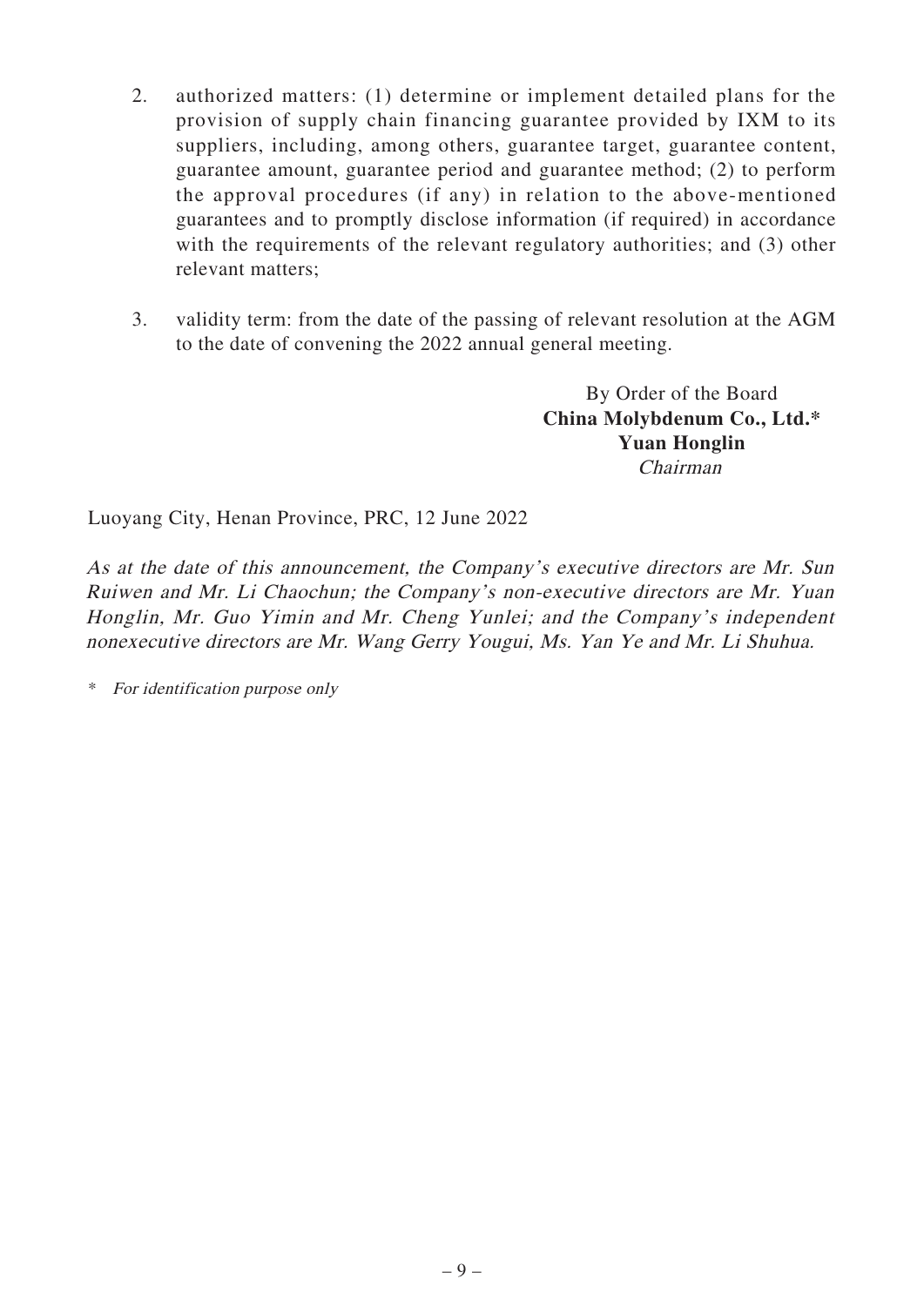2. authorized matters: (1) determine or implement detailed plans for the provision of supply chain financing guarantee provided by IXM to its suppliers, including, among others, guarantee target, guarantee content, guarantee amount, guarantee period and guarantee method; (2) to perform the approval procedures (if any) in relation to the above-mentioned guarantees and to promptly disclose information (if required) in accordance with the requirements of the relevant regulatory authorities; and (3) other relevant matters;

3. validity term: from the date of the passing of relevant resolution at the AGM to the date of convening the 2022 annual general meeting.

By Order of the Board
**China Molybdenum Co., Ltd.***
**Yuan Honglin**
*Chairman*

Luoyang City, Henan Province, PRC, 12 June 2022

*As at the date of this announcement, the Company's executive directors are Mr. Sun Ruiwen and Mr. Li Chaochun; the Company's non-executive directors are Mr. Yuan Honglin, Mr. Guo Yimin and Mr. Cheng Yunlei; and the Company's independent nonexecutive directors are Mr. Wang Gerry Yougui, Ms. Yan Ye and Mr. Li Shuhua.*

\* *For identification purpose only*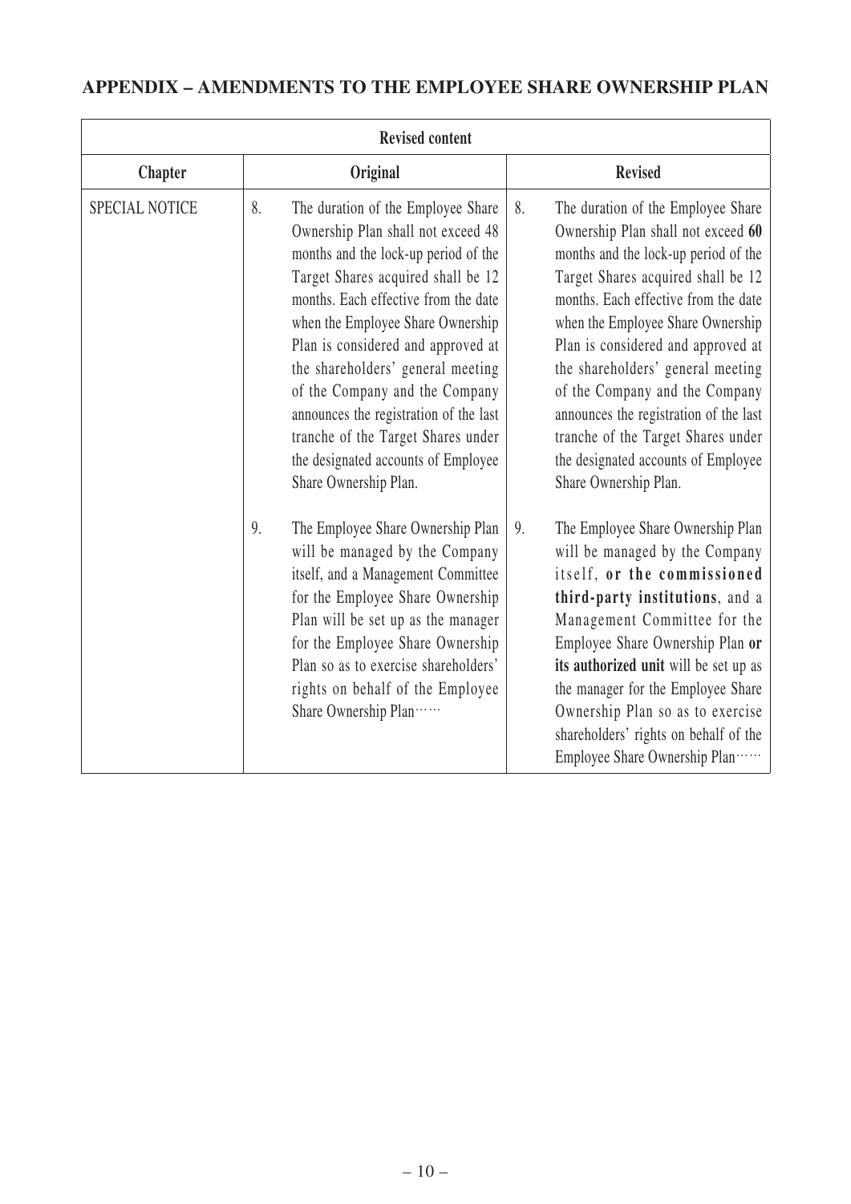## APPENDIX – AMENDMENTS TO THE EMPLOYEE SHARE OWNERSHIP PLAN

| Revised content | | |
|---|---|---|
| **Chapter** | **Original** | **Revised** |
| SPECIAL NOTICE | 8. The duration of the Employee Share Ownership Plan shall not exceed 48 months and the lock-up period of the Target Shares acquired shall be 12 months. Each effective from the date when the Employee Share Ownership Plan is considered and approved at the shareholders' general meeting of the Company and the Company announces the registration of the last tranche of the Target Shares under the designated accounts of Employee Share Ownership Plan. | 8. The duration of the Employee Share Ownership Plan shall not exceed **60** months and the lock-up period of the Target Shares acquired shall be 12 months. Each effective from the date when the Employee Share Ownership Plan is considered and approved at the shareholders' general meeting of the Company and the Company announces the registration of the last tranche of the Target Shares under the designated accounts of Employee Share Ownership Plan. |
| | 9. The Employee Share Ownership Plan will be managed by the Company itself, and a Management Committee for the Employee Share Ownership Plan will be set up as the manager for the Employee Share Ownership Plan so as to exercise shareholders' rights on behalf of the Employee Share Ownership Plan…… | 9. The Employee Share Ownership Plan will be managed by the Company itself, **or the commissioned third-party institutions**, and a Management Committee for the Employee Share Ownership Plan **or its authorized unit** will be set up as the manager for the Employee Share Ownership Plan so as to exercise shareholders' rights on behalf of the Employee Share Ownership Plan…… |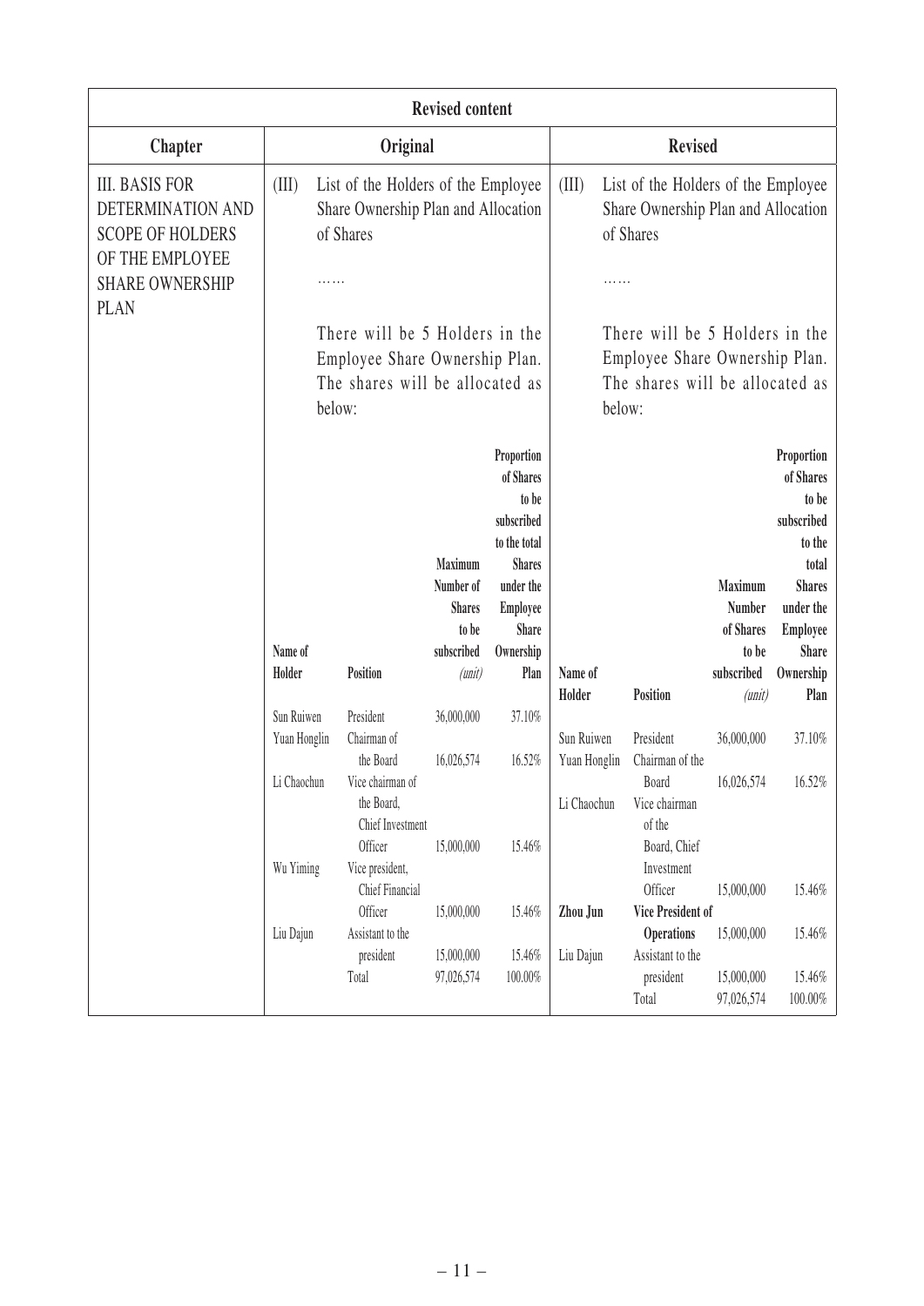| Revised content | | |
|---|---|---|
| **Chapter** | **Original** | **Revised** |
| III. BASIS FOR DETERMINATION AND SCOPE OF HOLDERS OF THE EMPLOYEE SHARE OWNERSHIP PLAN | (III) List of the Holders of the Employee Share Ownership Plan and Allocation of Shares<br><br>……<br><br>There will be 5 Holders in the Employee Share Ownership Plan. The shares will be allocated as below: | (III) List of the Holders of the Employee Share Ownership Plan and Allocation of Shares<br><br>……<br><br>There will be 5 Holders in the Employee Share Ownership Plan. The shares will be allocated as below: |

Original:

| Name of Holder | Position | Maximum Number of Shares to be subscribed *(unit)* | Proportion of Shares to be subscribed to the total Shares under the Employee Share Ownership Plan |
|---|---|---|---|
| Sun Ruiwen | President | 36,000,000 | 37.10% |
| Yuan Honglin | Chairman of the Board | 16,026,574 | 16.52% |
| Li Chaochun | Vice chairman of the Board, Chief Investment Officer | 15,000,000 | 15.46% |
| Wu Yiming | Vice president, Chief Financial Officer | 15,000,000 | 15.46% |
| Liu Dajun | Assistant to the president | 15,000,000 | 15.46% |
| | Total | 97,026,574 | 100.00% |

Revised:

| Name of Holder | Position | Maximum Number of Shares to be subscribed *(unit)* | Proportion of Shares to be subscribed to the total Shares under the Employee Share Ownership Plan |
|---|---|---|---|
| Sun Ruiwen | President | 36,000,000 | 37.10% |
| Yuan Honglin | Chairman of the Board | 16,026,574 | 16.52% |
| Li Chaochun | Vice chairman of the Board, Chief Investment Officer | 15,000,000 | 15.46% |
| **Zhou Jun** | **Vice President of Operations** | 15,000,000 | 15.46% |
| Liu Dajun | Assistant to the president | 15,000,000 | 15.46% |
| | Total | 97,026,574 | 100.00% |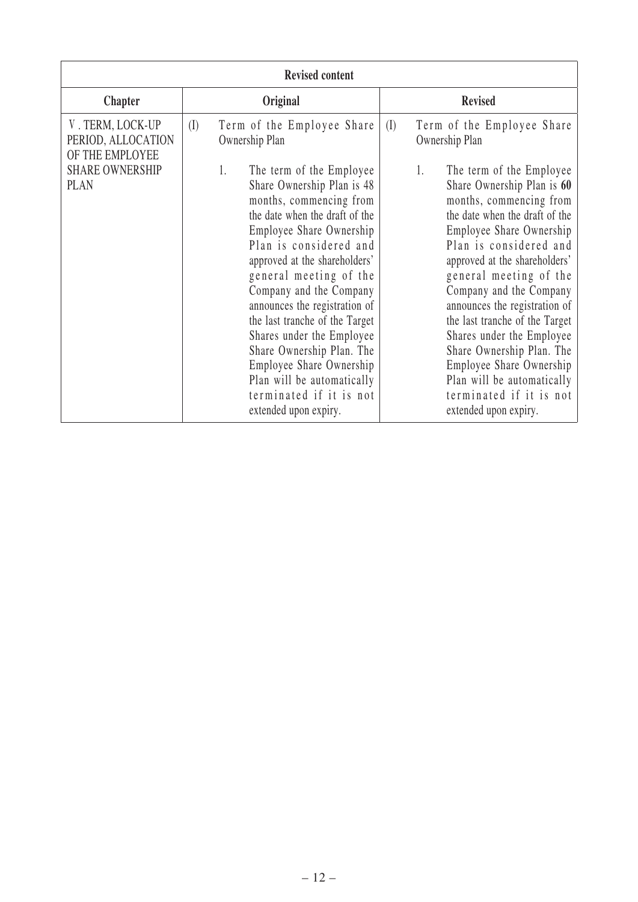| Revised content | | |
|---|---|---|
| **Chapter** | **Original** | **Revised** |
| Ⅴ. TERM, LOCK-UP PERIOD, ALLOCATION OF THE EMPLOYEE SHARE OWNERSHIP PLAN | (I) Term of the Employee Share Ownership Plan<br><br>1. The term of the Employee Share Ownership Plan is 48 months, commencing from the date when the draft of the Employee Share Ownership Plan is considered and approved at the shareholders' general meeting of the Company and the Company announces the registration of the last tranche of the Target Shares under the Employee Share Ownership Plan. The Employee Share Ownership Plan will be automatically terminated if it is not extended upon expiry. | (I) Term of the Employee Share Ownership Plan<br><br>1. The term of the Employee Share Ownership Plan is **60** months, commencing from the date when the draft of the Employee Share Ownership Plan is considered and approved at the shareholders' general meeting of the Company and the Company announces the registration of the last tranche of the Target Shares under the Employee Share Ownership Plan. The Employee Share Ownership Plan will be automatically terminated if it is not extended upon expiry. |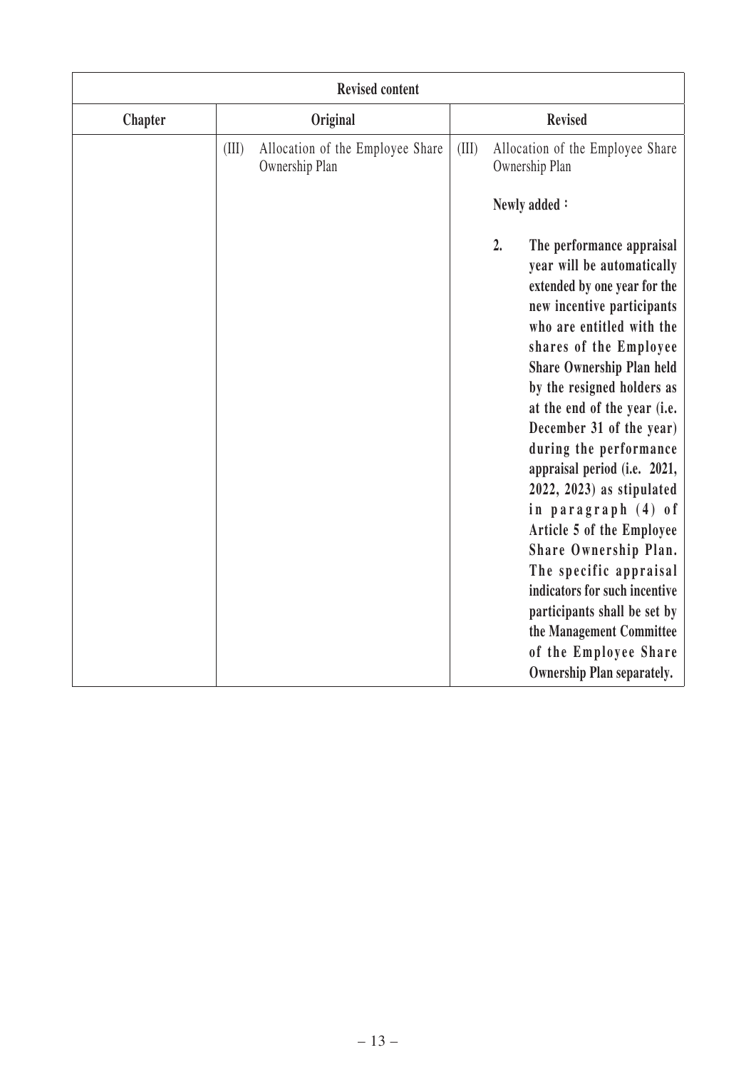| Revised content | | |
|---|---|---|
| **Chapter** | **Original** | **Revised** |
| | (III) Allocation of the Employee Share Ownership Plan | (III) Allocation of the Employee Share Ownership Plan<br><br>**Newly added：**<br><br>**2. The performance appraisal year will be automatically extended by one year for the new incentive participants who are entitled with the shares of the Employee Share Ownership Plan held by the resigned holders as at the end of the year (i.e. December 31 of the year) during the performance appraisal period (i.e. 2021, 2022, 2023) as stipulated in paragraph (4) of Article 5 of the Employee Share Ownership Plan. The specific appraisal indicators for such incentive participants shall be set by the Management Committee of the Employee Share Ownership Plan separately.** |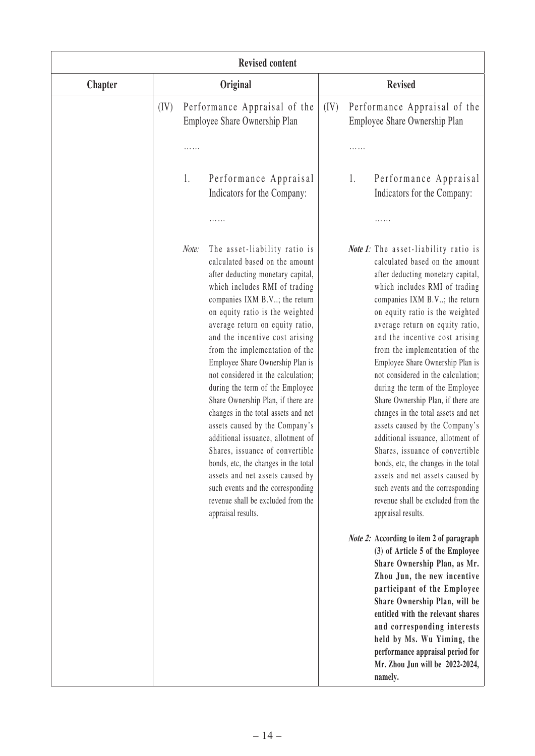| Revised content | | |
|---|---|---|
| **Chapter** | **Original** | **Revised** |
| | (IV) Performance Appraisal of the Employee Share Ownership Plan<br><br>……<br><br>1. Performance Appraisal Indicators for the Company:<br><br>……<br><br>*Note:* The asset-liability ratio is calculated based on the amount after deducting monetary capital, which includes RMI of trading companies IXM B.V..; the return on equity ratio is the weighted average return on equity ratio, and the incentive cost arising from the implementation of the Employee Share Ownership Plan is not considered in the calculation; during the term of the Employee Share Ownership Plan, if there are changes in the total assets and net assets caused by the Company's additional issuance, allotment of Shares, issuance of convertible bonds, etc, the changes in the total assets and net assets caused by such events and the corresponding revenue shall be excluded from the appraisal results. | (IV) Performance Appraisal of the Employee Share Ownership Plan<br><br>……<br><br>1. Performance Appraisal Indicators for the Company:<br><br>……<br><br>***Note 1**:* The asset-liability ratio is calculated based on the amount after deducting monetary capital, which includes RMI of trading companies IXM B.V..; the return on equity ratio is the weighted average return on equity ratio, and the incentive cost arising from the implementation of the Employee Share Ownership Plan is not considered in the calculation; during the term of the Employee Share Ownership Plan, if there are changes in the total assets and net assets caused by the Company's additional issuance, allotment of Shares, issuance of convertible bonds, etc, the changes in the total assets and net assets caused by such events and the corresponding revenue shall be excluded from the appraisal results.<br><br>***Note 2:*** **According to item 2 of paragraph (3) of Article 5 of the Employee Share Ownership Plan, as Mr. Zhou Jun, the new incentive participant of the Employee Share Ownership Plan, will be entitled with the relevant shares and corresponding interests held by Ms. Wu Yiming, the performance appraisal period for Mr. Zhou Jun will be 2022-2024, namely.** |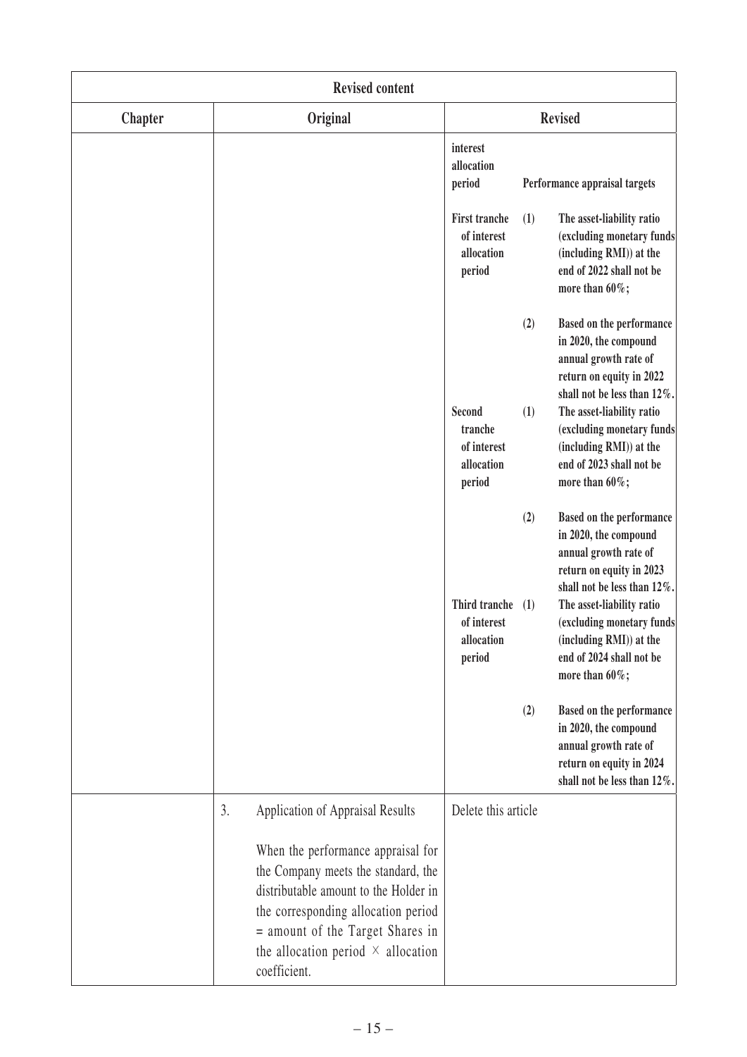| Revised content | | |
|---|---|---|
| **Chapter** | **Original** | **Revised** |
| | | **interest allocation period** — **Performance appraisal targets**<br><br>**First tranche of interest allocation period**<br>**(1) The asset-liability ratio (excluding monetary funds (including RMI)) at the end of 2022 shall not be more than 60%;**<br>**(2) Based on the performance in 2020, the compound annual growth rate of return on equity in 2022 shall not be less than 12%.**<br><br>**Second tranche of interest allocation period**<br>**(1) The asset-liability ratio (excluding monetary funds (including RMI)) at the end of 2023 shall not be more than 60%;**<br>**(2) Based on the performance in 2020, the compound annual growth rate of return on equity in 2023 shall not be less than 12%.**<br><br>**Third tranche of interest allocation period**<br>**(1) The asset-liability ratio (excluding monetary funds (including RMI)) at the end of 2024 shall not be more than 60%;**<br>**(2) Based on the performance in 2020, the compound annual growth rate of return on equity in 2024 shall not be less than 12%.** |
| | 3. Application of Appraisal Results<br><br>When the performance appraisal for the Company meets the standard, the distributable amount to the Holder in the corresponding allocation period = amount of the Target Shares in the allocation period × allocation coefficient. | Delete this article |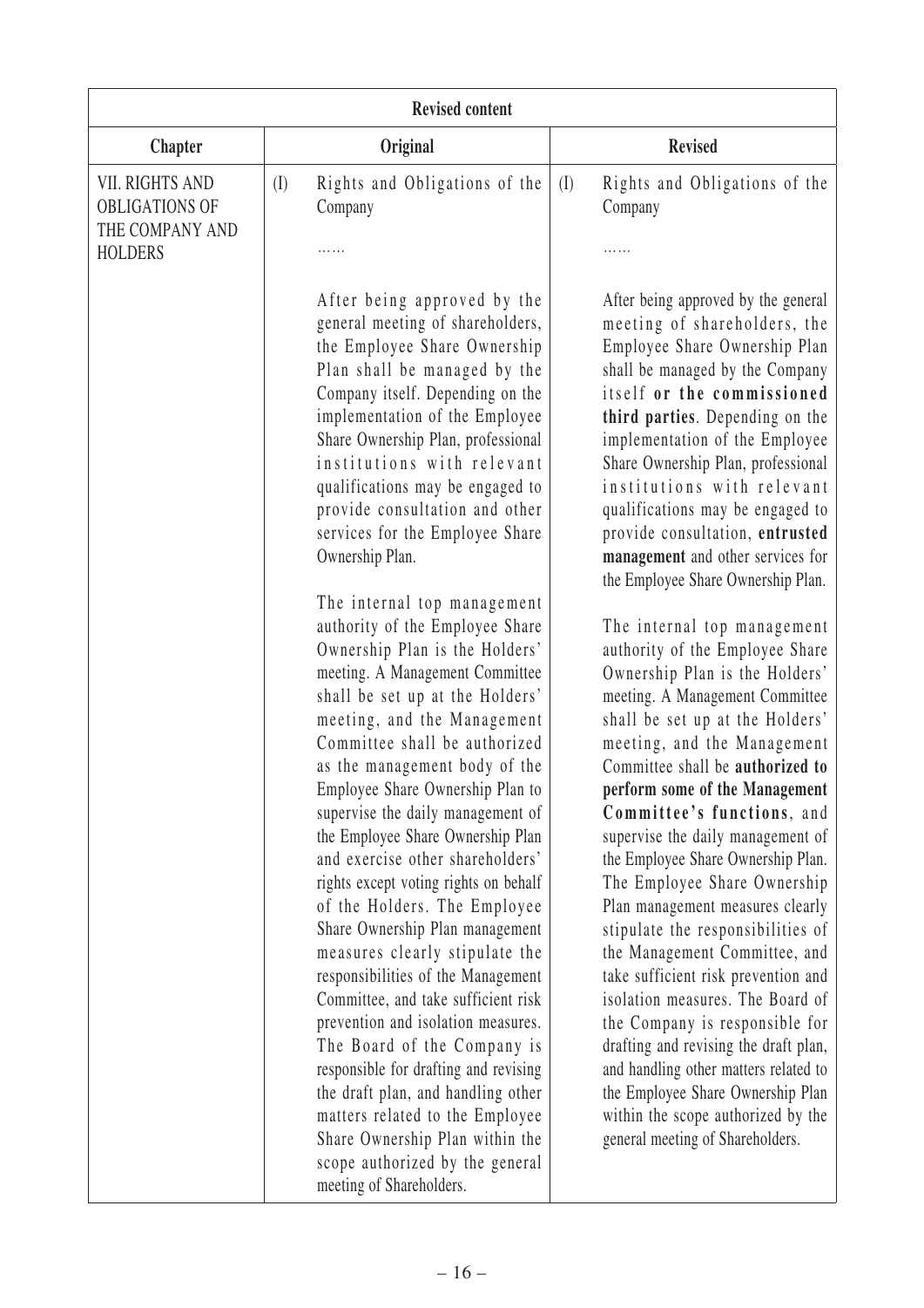| Revised content | | |
|---|---|---|
| **Chapter** | **Original** | **Revised** |
| VII. RIGHTS AND OBLIGATIONS OF THE COMPANY AND HOLDERS | (I) Rights and Obligations of the Company<br><br>……<br><br>After being approved by the general meeting of shareholders, the Employee Share Ownership Plan shall be managed by the Company itself. Depending on the implementation of the Employee Share Ownership Plan, professional institutions with relevant qualifications may be engaged to provide consultation and other services for the Employee Share Ownership Plan.<br><br>The internal top management authority of the Employee Share Ownership Plan is the Holders' meeting. A Management Committee shall be set up at the Holders' meeting, and the Management Committee shall be authorized as the management body of the Employee Share Ownership Plan to supervise the daily management of the Employee Share Ownership Plan and exercise other shareholders' rights except voting rights on behalf of the Holders. The Employee Share Ownership Plan management measures clearly stipulate the responsibilities of the Management Committee, and take sufficient risk prevention and isolation measures. The Board of the Company is responsible for drafting and revising the draft plan, and handling other matters related to the Employee Share Ownership Plan within the scope authorized by the general meeting of Shareholders. | (I) Rights and Obligations of the Company<br><br>……<br><br>After being approved by the general meeting of shareholders, the Employee Share Ownership Plan shall be managed by the Company itself **or the commissioned third parties**. Depending on the implementation of the Employee Share Ownership Plan, professional institutions with relevant qualifications may be engaged to provide consultation, **entrusted management** and other services for the Employee Share Ownership Plan.<br><br>The internal top management authority of the Employee Share Ownership Plan is the Holders' meeting. A Management Committee shall be set up at the Holders' meeting, and the Management Committee shall be **authorized to perform some of the Management Committee's functions**, and supervise the daily management of the Employee Share Ownership Plan. The Employee Share Ownership Plan management measures clearly stipulate the responsibilities of the Management Committee, and take sufficient risk prevention and isolation measures. The Board of the Company is responsible for drafting and revising the draft plan, and handling other matters related to the Employee Share Ownership Plan within the scope authorized by the general meeting of Shareholders. |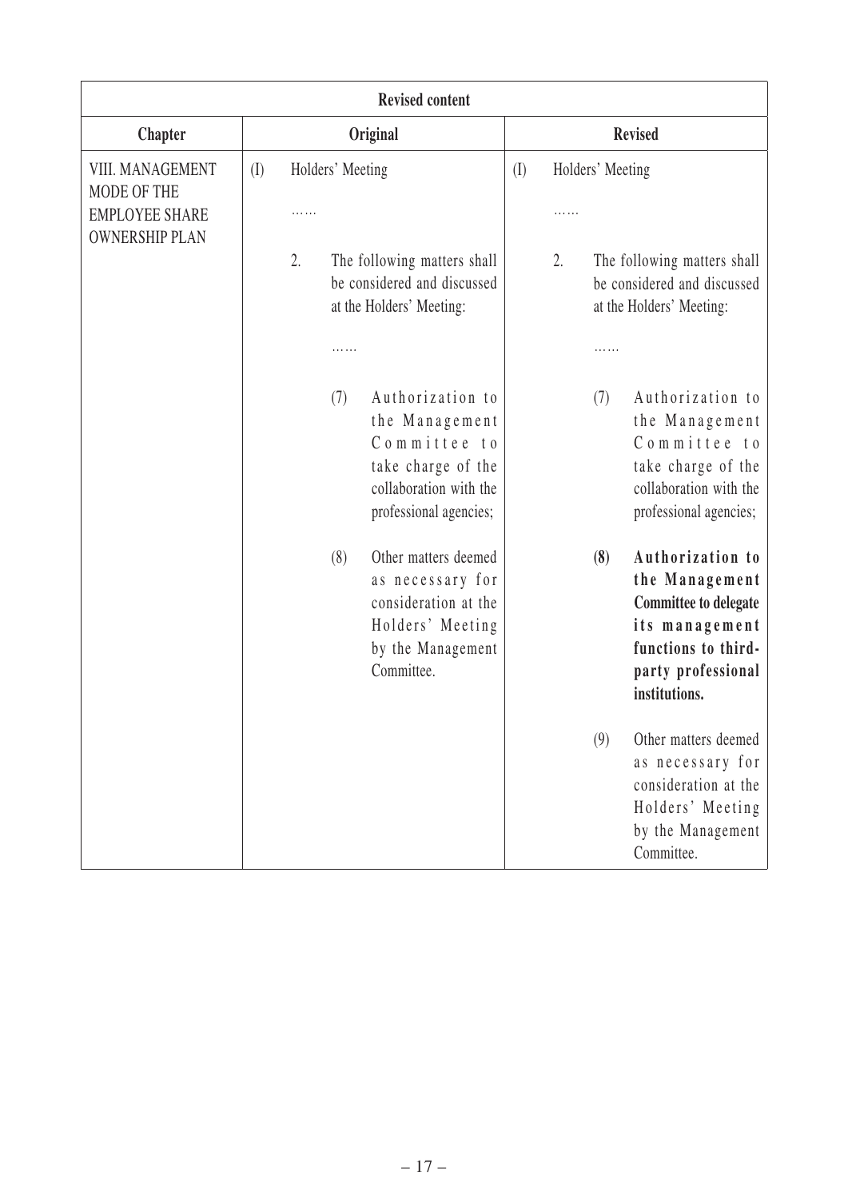| Revised content | | |
|---|---|---|
| **Chapter** | **Original** | **Revised** |
| VIII. MANAGEMENT MODE OF THE EMPLOYEE SHARE OWNERSHIP PLAN | (I) Holders' Meeting<br><br>……<br><br>2. The following matters shall be considered and discussed at the Holders' Meeting:<br><br>……<br><br>(7) Authorization to the Management Committee to take charge of the collaboration with the professional agencies;<br><br>(8) Other matters deemed as necessary for consideration at the Holders' Meeting by the Management Committee. | (I) Holders' Meeting<br><br>……<br><br>2. The following matters shall be considered and discussed at the Holders' Meeting:<br><br>……<br><br>(7) Authorization to the Management Committee to take charge of the collaboration with the professional agencies;<br><br>**(8) Authorization to the Management Committee to delegate its management functions to third-party professional institutions.**<br><br>(9) Other matters deemed as necessary for consideration at the Holders' Meeting by the Management Committee. |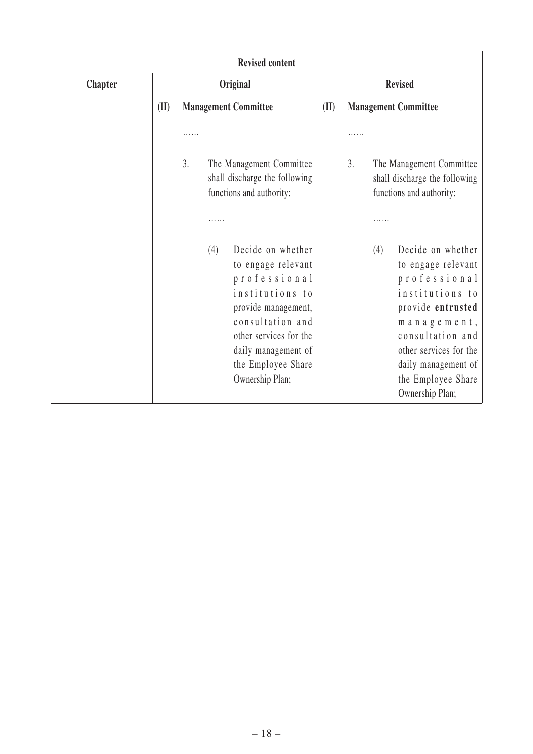| Revised content | | |
|---|---|---|
| **Chapter** | **Original** | **Revised** |
| | **(II) Management Committee**<br><br>……<br><br>3. The Management Committee shall discharge the following functions and authority:<br><br>……<br><br>(4) Decide on whether to engage relevant professional institutions to provide management, consultation and other services for the daily management of the Employee Share Ownership Plan; | **(II) Management Committee**<br><br>……<br><br>3. The Management Committee shall discharge the following functions and authority:<br><br>……<br><br>(4) Decide on whether to engage relevant professional institutions to provide **entrusted** management, consultation and other services for the daily management of the Employee Share Ownership Plan; |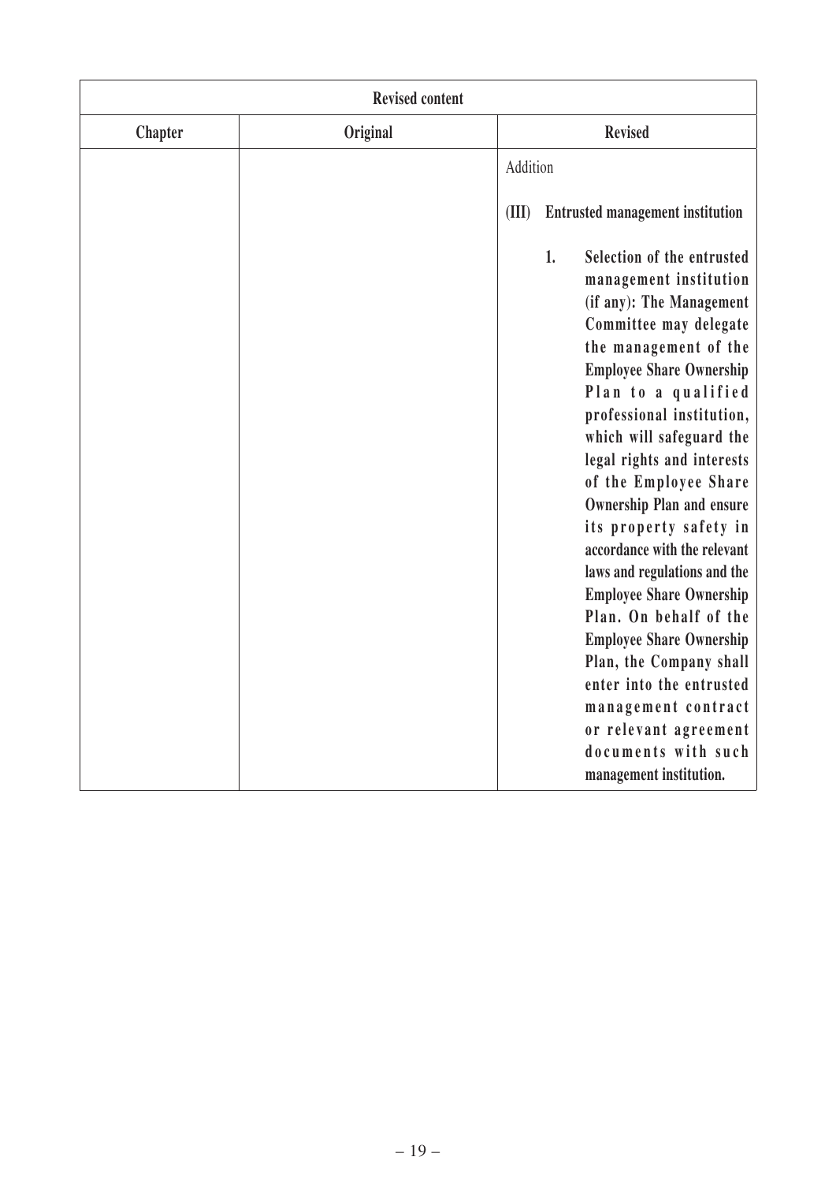| Revised content | | |
|---|---|---|
| **Chapter** | **Original** | **Revised** |
| | | Addition<br><br>**(III) Entrusted management institution**<br><br>**1. Selection of the entrusted management institution (if any): The Management Committee may delegate the management of the Employee Share Ownership Plan to a qualified professional institution, which will safeguard the legal rights and interests of the Employee Share Ownership Plan and ensure its property safety in accordance with the relevant laws and regulations and the Employee Share Ownership Plan. On behalf of the Employee Share Ownership Plan, the Company shall enter into the entrusted management contract or relevant agreement documents with such management institution.** |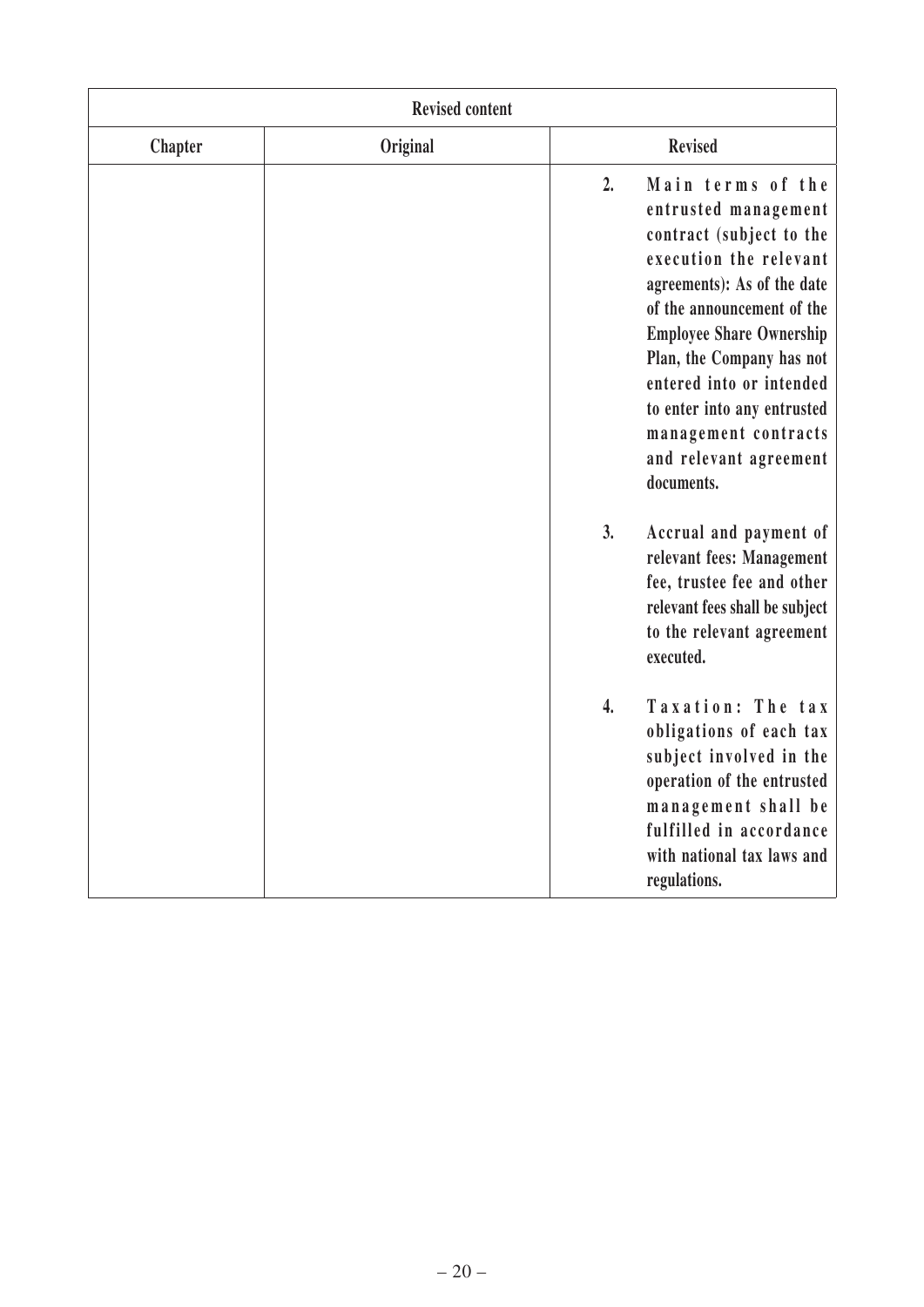| Revised content | | |
|---|---|---|
| **Chapter** | **Original** | **Revised** |
| | | **2. Main terms of the entrusted management contract (subject to the execution the relevant agreements): As of the date of the announcement of the Employee Share Ownership Plan, the Company has not entered into or intended to enter into any entrusted management contracts and relevant agreement documents.**<br><br>**3. Accrual and payment of relevant fees: Management fee, trustee fee and other relevant fees shall be subject to the relevant agreement executed.**<br><br>**4. Taxation: The tax obligations of each tax subject involved in the operation of the entrusted management shall be fulfilled in accordance with national tax laws and regulations.** |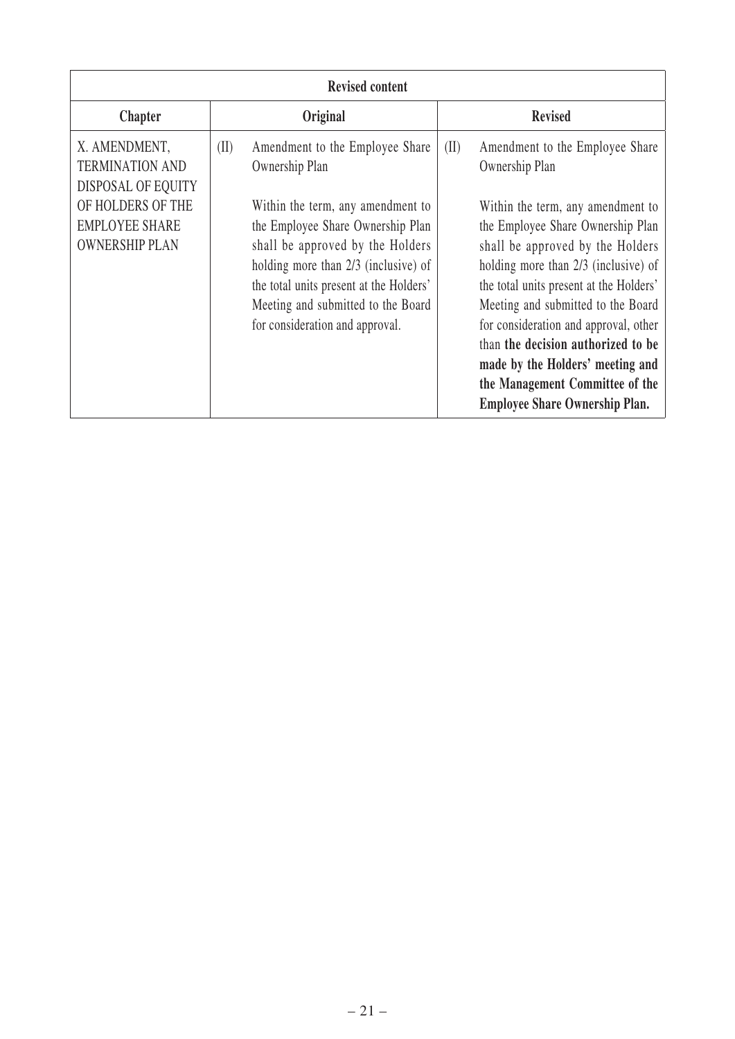| Revised content | | |
|---|---|---|
| **Chapter** | **Original** | **Revised** |
| X. AMENDMENT, TERMINATION AND DISPOSAL OF EQUITY OF HOLDERS OF THE EMPLOYEE SHARE OWNERSHIP PLAN | (II) Amendment to the Employee Share Ownership Plan<br><br>Within the term, any amendment to the Employee Share Ownership Plan shall be approved by the Holders holding more than 2/3 (inclusive) of the total units present at the Holders' Meeting and submitted to the Board for consideration and approval. | (II) Amendment to the Employee Share Ownership Plan<br><br>Within the term, any amendment to the Employee Share Ownership Plan shall be approved by the Holders holding more than 2/3 (inclusive) of the total units present at the Holders' Meeting and submitted to the Board for consideration and approval, other than **the decision authorized to be made by the Holders' meeting and the Management Committee of the Employee Share Ownership Plan.** |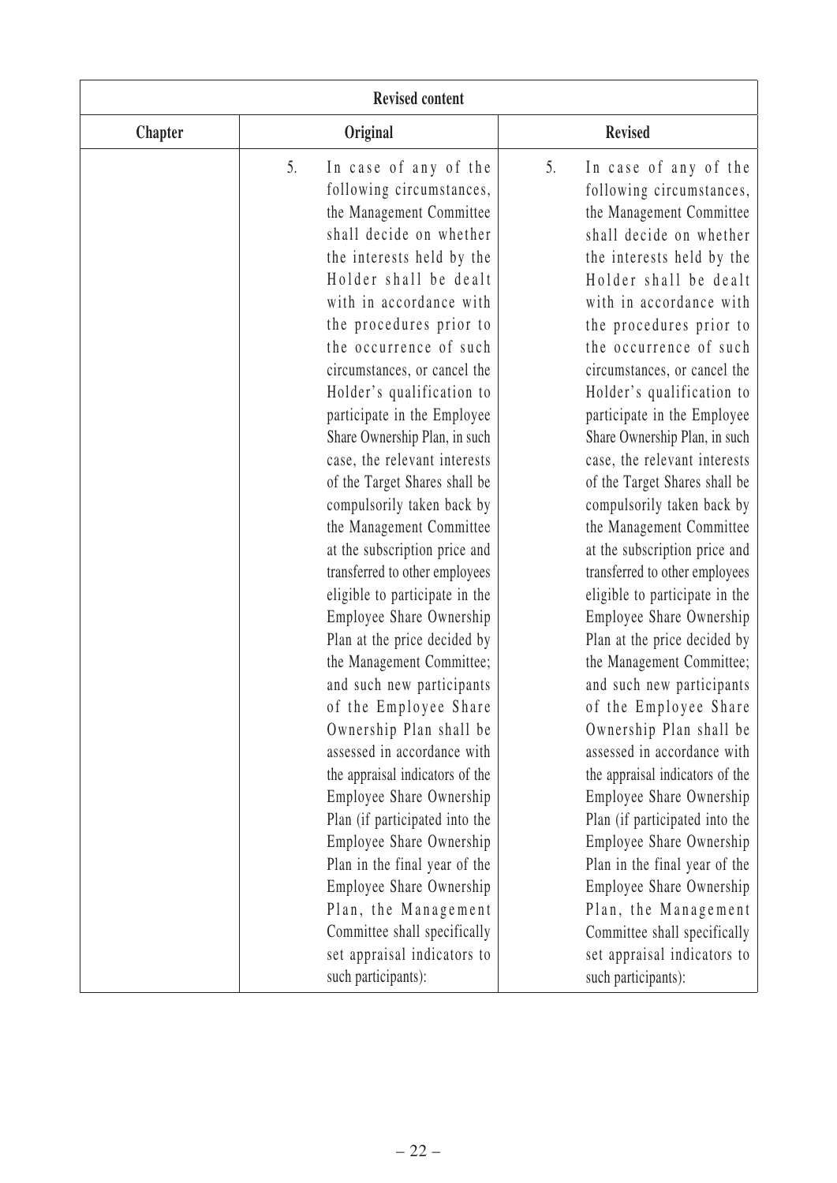| Revised content | | |
|---|---|---|
| **Chapter** | **Original** | **Revised** |
| | 5. In case of any of the following circumstances, the Management Committee shall decide on whether the interests held by the Holder shall be dealt with in accordance with the procedures prior to the occurrence of such circumstances, or cancel the Holder's qualification to participate in the Employee Share Ownership Plan, in such case, the relevant interests of the Target Shares shall be compulsorily taken back by the Management Committee at the subscription price and transferred to other employees eligible to participate in the Employee Share Ownership Plan at the price decided by the Management Committee; and such new participants of the Employee Share Ownership Plan shall be assessed in accordance with the appraisal indicators of the Employee Share Ownership Plan (if participated into the Employee Share Ownership Plan in the final year of the Employee Share Ownership Plan, the Management Committee shall specifically set appraisal indicators to such participants): | 5. In case of any of the following circumstances, the Management Committee shall decide on whether the interests held by the Holder shall be dealt with in accordance with the procedures prior to the occurrence of such circumstances, or cancel the Holder's qualification to participate in the Employee Share Ownership Plan, in such case, the relevant interests of the Target Shares shall be compulsorily taken back by the Management Committee at the subscription price and transferred to other employees eligible to participate in the Employee Share Ownership Plan at the price decided by the Management Committee; and such new participants of the Employee Share Ownership Plan shall be assessed in accordance with the appraisal indicators of the Employee Share Ownership Plan (if participated into the Employee Share Ownership Plan in the final year of the Employee Share Ownership Plan, the Management Committee shall specifically set appraisal indicators to such participants): |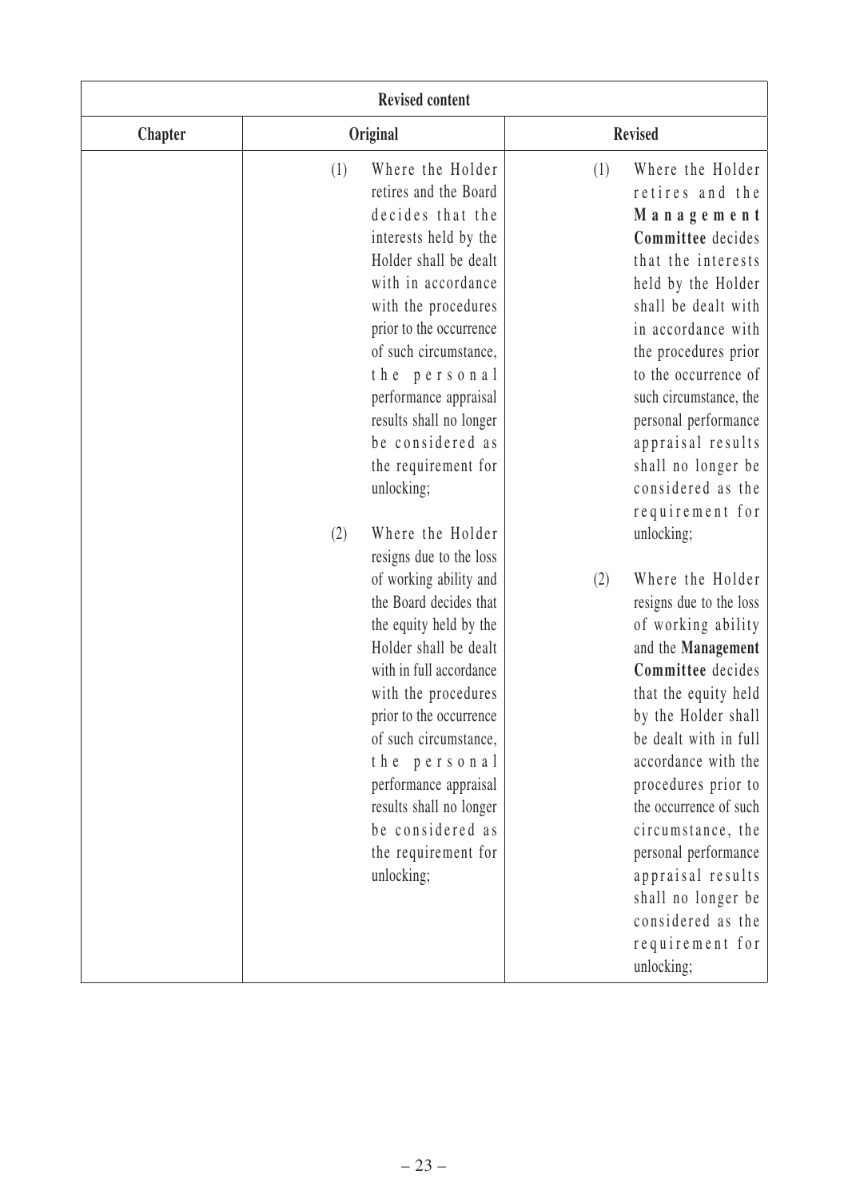| Revised content | | |
|---|---|---|
| **Chapter** | **Original** | **Revised** |
| | (1) Where the Holder retires and the Board decides that the interests held by the Holder shall be dealt with in accordance with the procedures prior to the occurrence of such circumstance, the personal performance appraisal results shall no longer be considered as the requirement for unlocking;<br><br>(2) Where the Holder resigns due to the loss of working ability and the Board decides that the equity held by the Holder shall be dealt with in full accordance with the procedures prior to the occurrence of such circumstance, the personal performance appraisal results shall no longer be considered as the requirement for unlocking; | (1) Where the Holder retires and the **Management Committee** decides that the interests held by the Holder shall be dealt with in accordance with the procedures prior to the occurrence of such circumstance, the personal performance appraisal results shall no longer be considered as the requirement for unlocking;<br><br>(2) Where the Holder resigns due to the loss of working ability and the **Management Committee** decides that the equity held by the Holder shall be dealt with in full accordance with the procedures prior to the occurrence of such circumstance, the personal performance appraisal results shall no longer be considered as the requirement for unlocking; |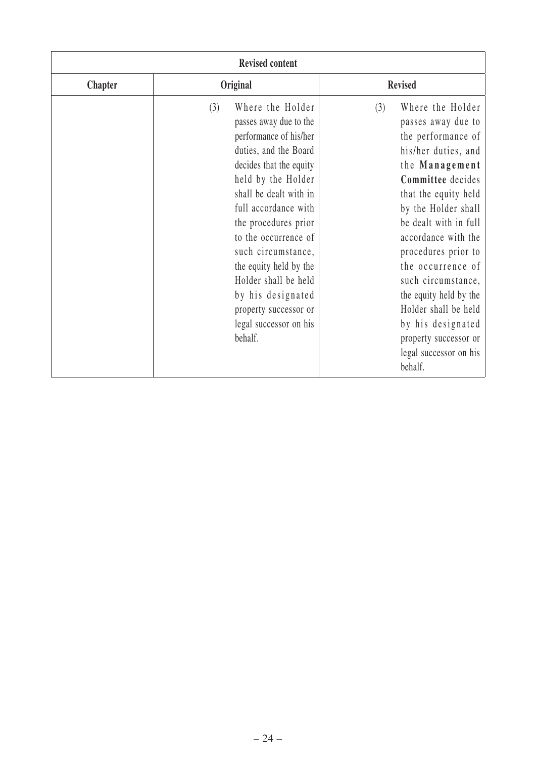| Revised content | | |
|---|---|---|
| **Chapter** | **Original** | **Revised** |
| | (3) Where the Holder passes away due to the performance of his/her duties, and the Board decides that the equity held by the Holder shall be dealt with in full accordance with the procedures prior to the occurrence of such circumstance, the equity held by the Holder shall be held by his designated property successor or legal successor on his behalf. | (3) Where the Holder passes away due to the performance of his/her duties, and the **Management Committee** decides that the equity held by the Holder shall be dealt with in full accordance with the procedures prior to the occurrence of such circumstance, the equity held by the Holder shall be held by his designated property successor or legal successor on his behalf. |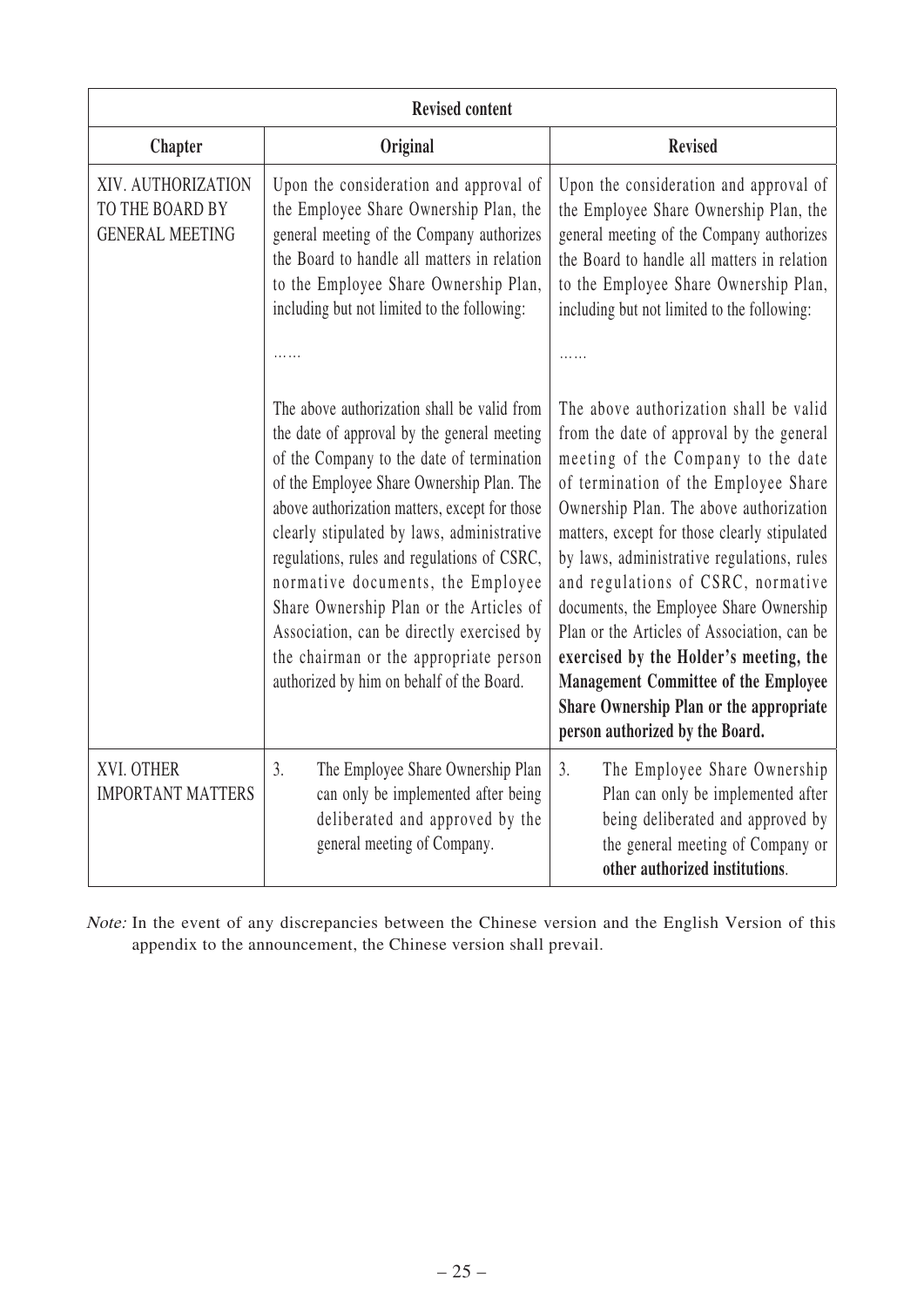| Revised content | | |
|---|---|---|
| **Chapter** | **Original** | **Revised** |
| XIV. AUTHORIZATION TO THE BOARD BY GENERAL MEETING | Upon the consideration and approval of the Employee Share Ownership Plan, the general meeting of the Company authorizes the Board to handle all matters in relation to the Employee Share Ownership Plan, including but not limited to the following:<br><br>……<br><br>The above authorization shall be valid from the date of approval by the general meeting of the Company to the date of termination of the Employee Share Ownership Plan. The above authorization matters, except for those clearly stipulated by laws, administrative regulations, rules and regulations of CSRC, normative documents, the Employee Share Ownership Plan or the Articles of Association, can be directly exercised by the chairman or the appropriate person authorized by him on behalf of the Board. | Upon the consideration and approval of the Employee Share Ownership Plan, the general meeting of the Company authorizes the Board to handle all matters in relation to the Employee Share Ownership Plan, including but not limited to the following:<br><br>……<br><br>The above authorization shall be valid from the date of approval by the general meeting of the Company to the date of termination of the Employee Share Ownership Plan. The above authorization matters, except for those clearly stipulated by laws, administrative regulations, rules and regulations of CSRC, normative documents, the Employee Share Ownership Plan or the Articles of Association, can be **exercised by the Holder's meeting, the Management Committee of the Employee Share Ownership Plan or the appropriate person authorized by the Board.** |
| XVI. OTHER IMPORTANT MATTERS | 3. The Employee Share Ownership Plan can only be implemented after being deliberated and approved by the general meeting of Company. | 3. The Employee Share Ownership Plan can only be implemented after being deliberated and approved by the general meeting of Company or **other authorized institutions**. |

*Note:* In the event of any discrepancies between the Chinese version and the English Version of this appendix to the announcement, the Chinese version shall prevail.